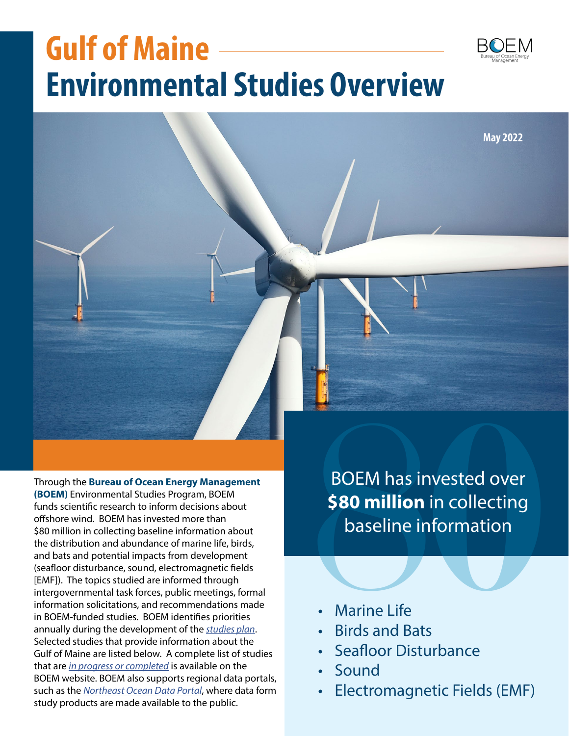# Gulf of Maine Environmental Studies Overview

May 2022

Through the **Bureau of Ocean Energy Management (BOEM)** Environmental Studies Program, BOEM funds scientific research to inform decisions about offshore wind. BOEM has invested more than $80 million in collecting baseline information about the distribution and abundance of marine life, birds, and bats and potential impacts from development (seafloor disturbance, sound, electromagnetic fields [EMF]). The topics studied are informed through intergovernmental task forces, public meetings, formal information solicitations, and recommendations made in BOEM-funded studies. BOEM identifies priorities annually during the development of the *studies plan*. Selected studies that provide information about the Gulf of Maine are listed below. A complete list of studies that are *in progress or completed* is available on the BOEM website. BOEM also supports regional data portals, such as the *Northeast Ocean Data Portal*, where data form study products are made available to the public.

BOEM has invested over **$80 million** in collecting baseline information

- Marine Life
- Birds and Bats
- Seafloor Disturbance
- Sound
- Electromagnetic Fields (EMF)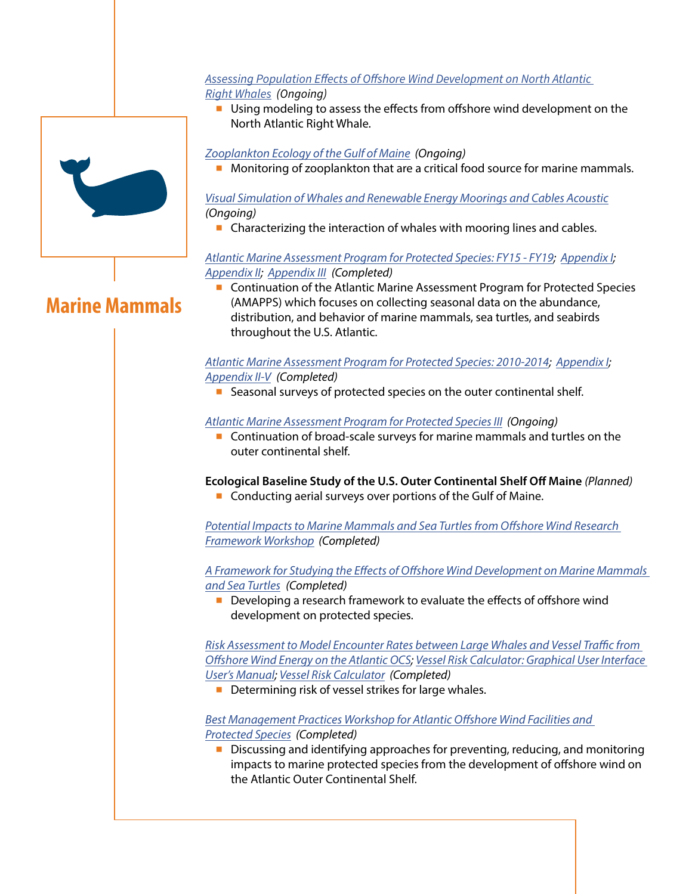## Marine Mammals

*Assessing Population Effects of Offshore Wind Development on North Atlantic Right Whales* *(Ongoing)*

- Using modeling to assess the effects from offshore wind development on the North Atlantic Right Whale.

*Zooplankton Ecology of the Gulf of Maine* *(Ongoing)*

- Monitoring of zooplankton that are a critical food source for marine mammals.

*Visual Simulation of Whales and Renewable Energy Moorings and Cables Acoustic* *(Ongoing)*

- Characterizing the interaction of whales with mooring lines and cables.

*Atlantic Marine Assessment Program for Protected Species: FY15 - FY19*; *Appendix I*; *Appendix II*; *Appendix III* *(Completed)*

- Continuation of the Atlantic Marine Assessment Program for Protected Species (AMAPPS) which focuses on collecting seasonal data on the abundance, distribution, and behavior of marine mammals, sea turtles, and seabirds throughout the U.S. Atlantic.

*Atlantic Marine Assessment Program for Protected Species: 2010-2014*; *Appendix I*; *Appendix II-V* *(Completed)*

- Seasonal surveys of protected species on the outer continental shelf.

*Atlantic Marine Assessment Program for Protected Species III* *(Ongoing)*

- Continuation of broad-scale surveys for marine mammals and turtles on the outer continental shelf.

**Ecological Baseline Study of the U.S. Outer Continental Shelf Off Maine** *(Planned)*

- Conducting aerial surveys over portions of the Gulf of Maine.

*Potential Impacts to Marine Mammals and Sea Turtles from Offshore Wind Research Framework Workshop* *(Completed)*

*A Framework for Studying the Effects of Offshore Wind Development on Marine Mammals and Sea Turtles* *(Completed)*

- Developing a research framework to evaluate the effects of offshore wind development on protected species.

*Risk Assessment to Model Encounter Rates between Large Whales and Vessel Traffic from Offshore Wind Energy on the Atlantic OCS*; *Vessel Risk Calculator: Graphical User Interface User's Manual*; *Vessel Risk Calculator* *(Completed)*

- Determining risk of vessel strikes for large whales.

*Best Management Practices Workshop for Atlantic Offshore Wind Facilities and Protected Species* *(Completed)*

- Discussing and identifying approaches for preventing, reducing, and monitoring impacts to marine protected species from the development of offshore wind on the Atlantic Outer Continental Shelf.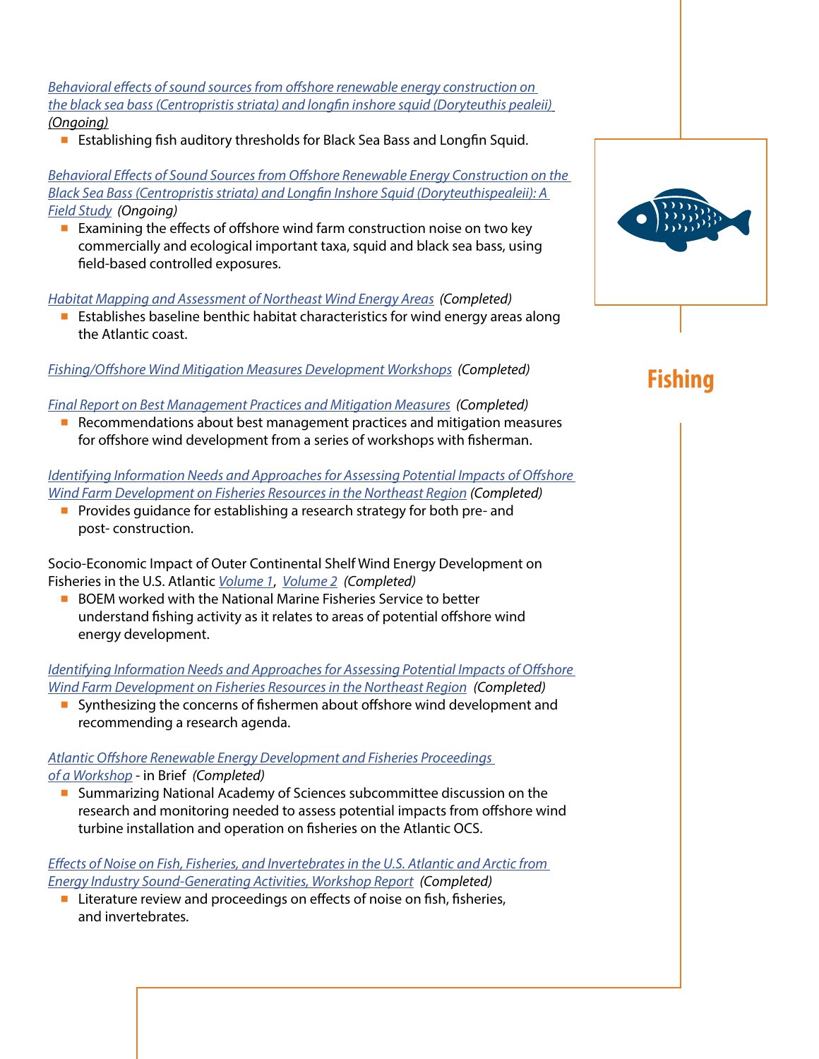## Fishing

*Behavioral effects of sound sources from offshore renewable energy construction on the black sea bass (Centropristis striata) and longfin inshore squid (Doryteuthis pealeii) (Ongoing)*

- Establishing fish auditory thresholds for Black Sea Bass and Longfin Squid.

*Behavioral Effects of Sound Sources from Offshore Renewable Energy Construction on the Black Sea Bass (Centropristis striata) and Longfin Inshore Squid (Doryteuthispealeii): A Field Study* *(Ongoing)*

- Examining the effects of offshore wind farm construction noise on two key commercially and ecological important taxa, squid and black sea bass, using field-based controlled exposures.

*Habitat Mapping and Assessment of Northeast Wind Energy Areas* *(Completed)*

- Establishes baseline benthic habitat characteristics for wind energy areas along the Atlantic coast.

*Fishing/Offshore Wind Mitigation Measures Development Workshops* *(Completed)*

*Final Report on Best Management Practices and Mitigation Measures* *(Completed)*

- Recommendations about best management practices and mitigation measures for offshore wind development from a series of workshops with fisherman.

*Identifying Information Needs and Approaches for Assessing Potential Impacts of Offshore Wind Farm Development on Fisheries Resources in the Northeast Region* *(Completed)*

- Provides guidance for establishing a research strategy for both pre- and post- construction.

Socio-Economic Impact of Outer Continental Shelf Wind Energy Development on Fisheries in the U.S. Atlantic *Volume 1*, *Volume 2* *(Completed)*

- BOEM worked with the National Marine Fisheries Service to better understand fishing activity as it relates to areas of potential offshore wind energy development.

*Identifying Information Needs and Approaches for Assessing Potential Impacts of Offshore Wind Farm Development on Fisheries Resources in the Northeast Region* *(Completed)*

- Synthesizing the concerns of fishermen about offshore wind development and recommending a research agenda.

*Atlantic Offshore Renewable Energy Development and Fisheries Proceedings of a Workshop* - in Brief *(Completed)*

- Summarizing National Academy of Sciences subcommittee discussion on the research and monitoring needed to assess potential impacts from offshore wind turbine installation and operation on fisheries on the Atlantic OCS.

*Effects of Noise on Fish, Fisheries, and Invertebrates in the U.S. Atlantic and Arctic from Energy Industry Sound-Generating Activities, Workshop Report* *(Completed)*

- Literature review and proceedings on effects of noise on fish, fisheries, and invertebrates.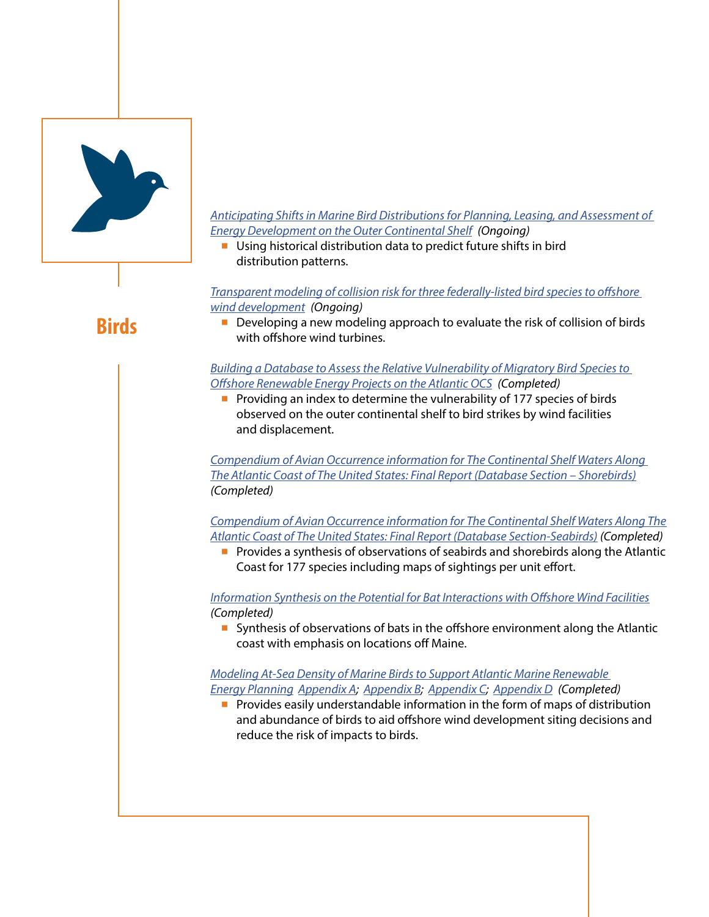# Birds

*Anticipating Shifts in Marine Bird Distributions for Planning, Leasing, and Assessment of Energy Development on the Outer Continental Shelf* *(Ongoing)*

- Using historical distribution data to predict future shifts in bird distribution patterns.

*Transparent modeling of collision risk for three federally-listed bird species to offshore wind development* *(Ongoing)*

- Developing a new modeling approach to evaluate the risk of collision of birds with offshore wind turbines.

*Building a Database to Assess the Relative Vulnerability of Migratory Bird Species to Offshore Renewable Energy Projects on the Atlantic OCS* *(Completed)*

- Providing an index to determine the vulnerability of 177 species of birds observed on the outer continental shelf to bird strikes by wind facilities and displacement.

*Compendium of Avian Occurrence information for The Continental Shelf Waters Along The Atlantic Coast of The United States: Final Report (Database Section – Shorebirds)* *(Completed)*

*Compendium of Avian Occurrence information for The Continental Shelf Waters Along The Atlantic Coast of The United States: Final Report (Database Section-Seabirds)* *(Completed)*

- Provides a synthesis of observations of seabirds and shorebirds along the Atlantic Coast for 177 species including maps of sightings per unit effort.

*Information Synthesis on the Potential for Bat Interactions with Offshore Wind Facilities* *(Completed)*

- Synthesis of observations of bats in the offshore environment along the Atlantic coast with emphasis on locations off Maine.

*Modeling At-Sea Density of Marine Birds to Support Atlantic Marine Renewable Energy Planning* *Appendix A*; *Appendix B*; *Appendix C*; *Appendix D* *(Completed)*

- Provides easily understandable information in the form of maps of distribution and abundance of birds to aid offshore wind development siting decisions and reduce the risk of impacts to birds.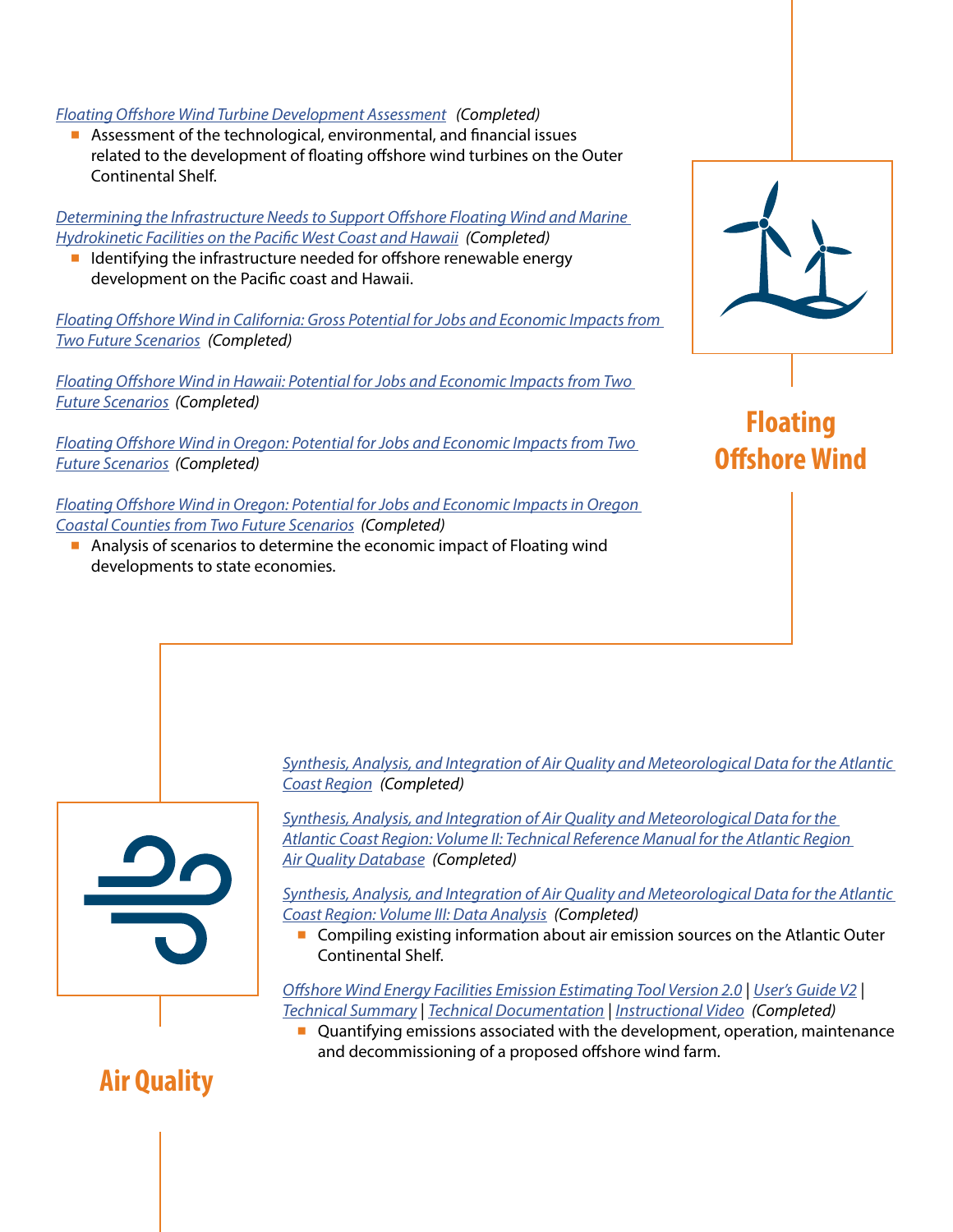## Floating Offshore Wind

*Floating Offshore Wind Turbine Development Assessment* *(Completed)*

- Assessment of the technological, environmental, and financial issues related to the development of floating offshore wind turbines on the Outer Continental Shelf.

*Determining the Infrastructure Needs to Support Offshore Floating Wind and Marine Hydrokinetic Facilities on the Pacific West Coast and Hawaii* *(Completed)*

- Identifying the infrastructure needed for offshore renewable energy development on the Pacific coast and Hawaii.

*Floating Offshore Wind in California: Gross Potential for Jobs and Economic Impacts from Two Future Scenarios* *(Completed)*

*Floating Offshore Wind in Hawaii: Potential for Jobs and Economic Impacts from Two Future Scenarios* *(Completed)*

*Floating Offshore Wind in Oregon: Potential for Jobs and Economic Impacts from Two Future Scenarios* *(Completed)*

*Floating Offshore Wind in Oregon: Potential for Jobs and Economic Impacts in Oregon Coastal Counties from Two Future Scenarios* *(Completed)*

- Analysis of scenarios to determine the economic impact of Floating wind developments to state economies.

## Air Quality

*Synthesis, Analysis, and Integration of Air Quality and Meteorological Data for the Atlantic Coast Region* *(Completed)*

*Synthesis, Analysis, and Integration of Air Quality and Meteorological Data for the Atlantic Coast Region: Volume II: Technical Reference Manual for the Atlantic Region Air Quality Database* *(Completed)*

*Synthesis, Analysis, and Integration of Air Quality and Meteorological Data for the Atlantic Coast Region: Volume III: Data Analysis* *(Completed)*

- Compiling existing information about air emission sources on the Atlantic Outer Continental Shelf.

*Offshore Wind Energy Facilities Emission Estimating Tool Version 2.0* | *User's Guide V2* | *Technical Summary* | *Technical Documentation* | *Instructional Video* *(Completed)*

- Quantifying emissions associated with the development, operation, maintenance and decommissioning of a proposed offshore wind farm.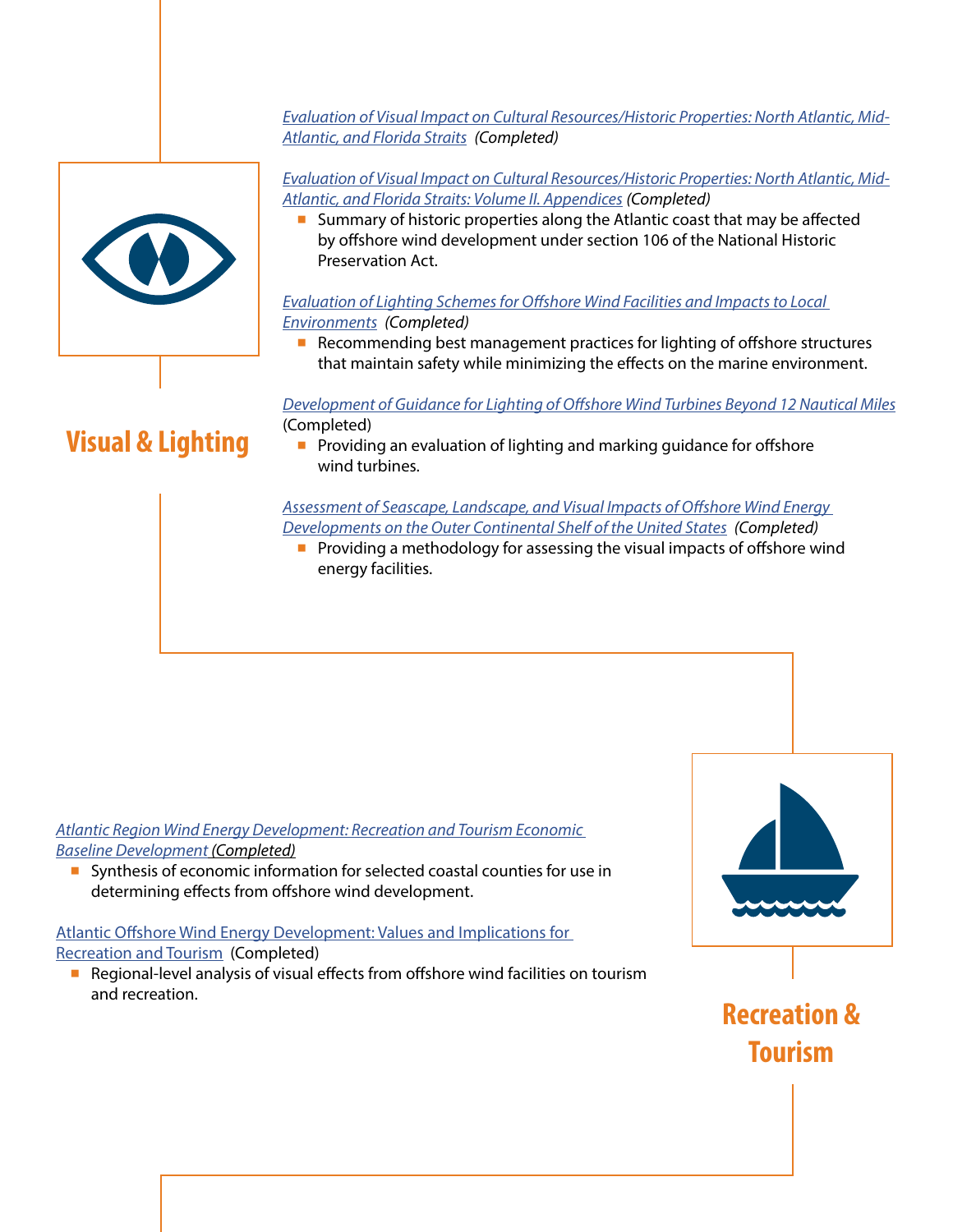## Visual & Lighting

*Evaluation of Visual Impact on Cultural Resources/Historic Properties: North Atlantic, Mid-Atlantic, and Florida Straits* *(Completed)*

*Evaluation of Visual Impact on Cultural Resources/Historic Properties: North Atlantic, Mid-Atlantic, and Florida Straits: Volume II. Appendices* *(Completed)*

- Summary of historic properties along the Atlantic coast that may be affected by offshore wind development under section 106 of the National Historic Preservation Act.

*Evaluation of Lighting Schemes for Offshore Wind Facilities and Impacts to Local Environments* *(Completed)*

- Recommending best management practices for lighting of offshore structures that maintain safety while minimizing the effects on the marine environment.

*Development of Guidance for Lighting of Offshore Wind Turbines Beyond 12 Nautical Miles* (Completed)

- Providing an evaluation of lighting and marking guidance for offshore wind turbines.

*Assessment of Seascape, Landscape, and Visual Impacts of Offshore Wind Energy Developments on the Outer Continental Shelf of the United States* *(Completed)*

- Providing a methodology for assessing the visual impacts of offshore wind energy facilities.

## Recreation & Tourism

*Atlantic Region Wind Energy Development: Recreation and Tourism Economic Baseline Development* *(Completed)*

- Synthesis of economic information for selected coastal counties for use in determining effects from offshore wind development.

Atlantic Offshore Wind Energy Development: Values and Implications for Recreation and Tourism (Completed)

- Regional-level analysis of visual effects from offshore wind facilities on tourism and recreation.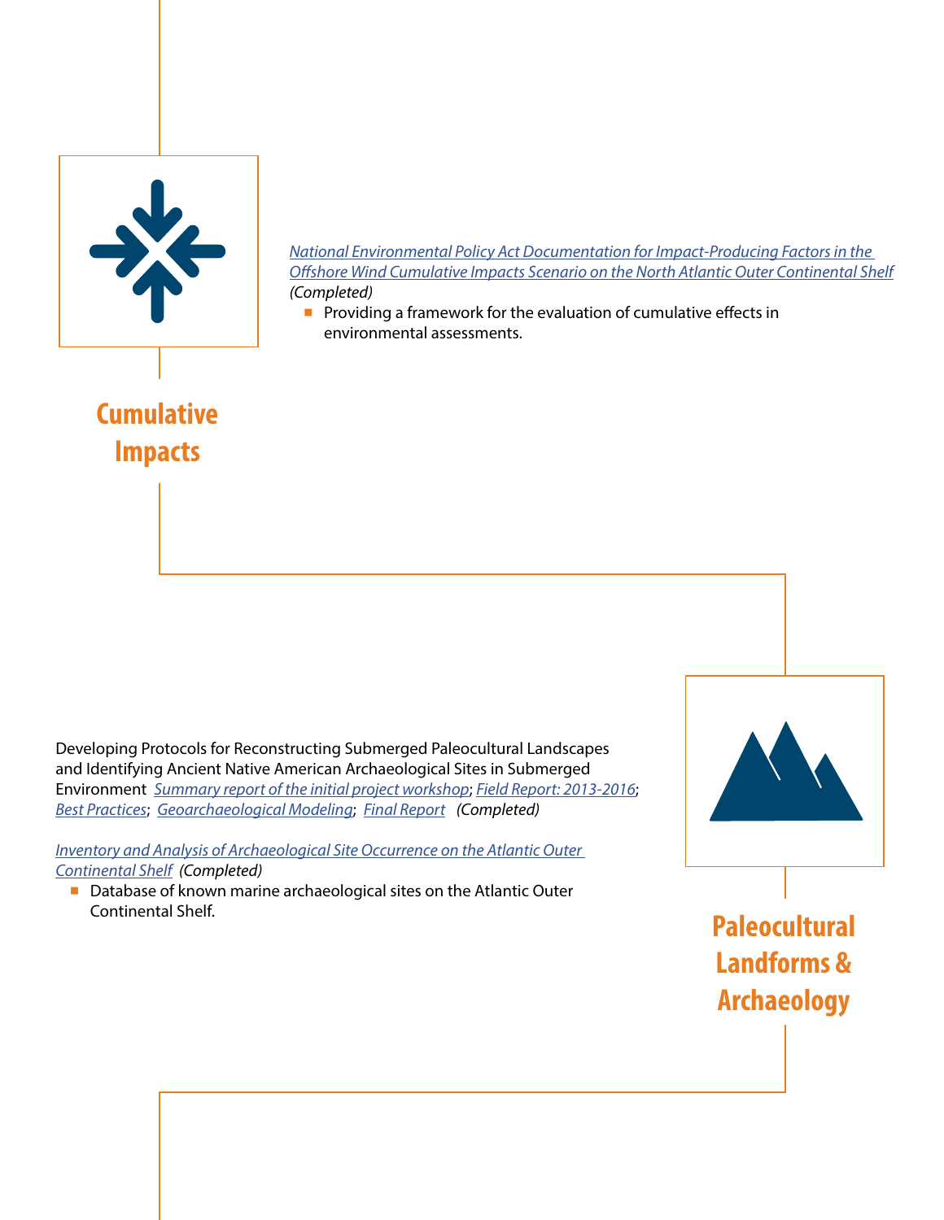## Cumulative Impacts

*National Environmental Policy Act Documentation for Impact-Producing Factors in the Offshore Wind Cumulative Impacts Scenario on the North Atlantic Outer Continental Shelf* *(Completed)*

- Providing a framework for the evaluation of cumulative effects in environmental assessments.

## Paleocultural Landforms & Archaeology

Developing Protocols for Reconstructing Submerged Paleocultural Landscapes and Identifying Ancient Native American Archaeological Sites in Submerged Environment *Summary report of the initial project workshop*; *Field Report: 2013-2016*; *Best Practices*; *Geoarchaeological Modeling*; *Final Report* *(Completed)*

*Inventory and Analysis of Archaeological Site Occurrence on the Atlantic Outer Continental Shelf* *(Completed)*

- Database of known marine archaeological sites on the Atlantic Outer Continental Shelf.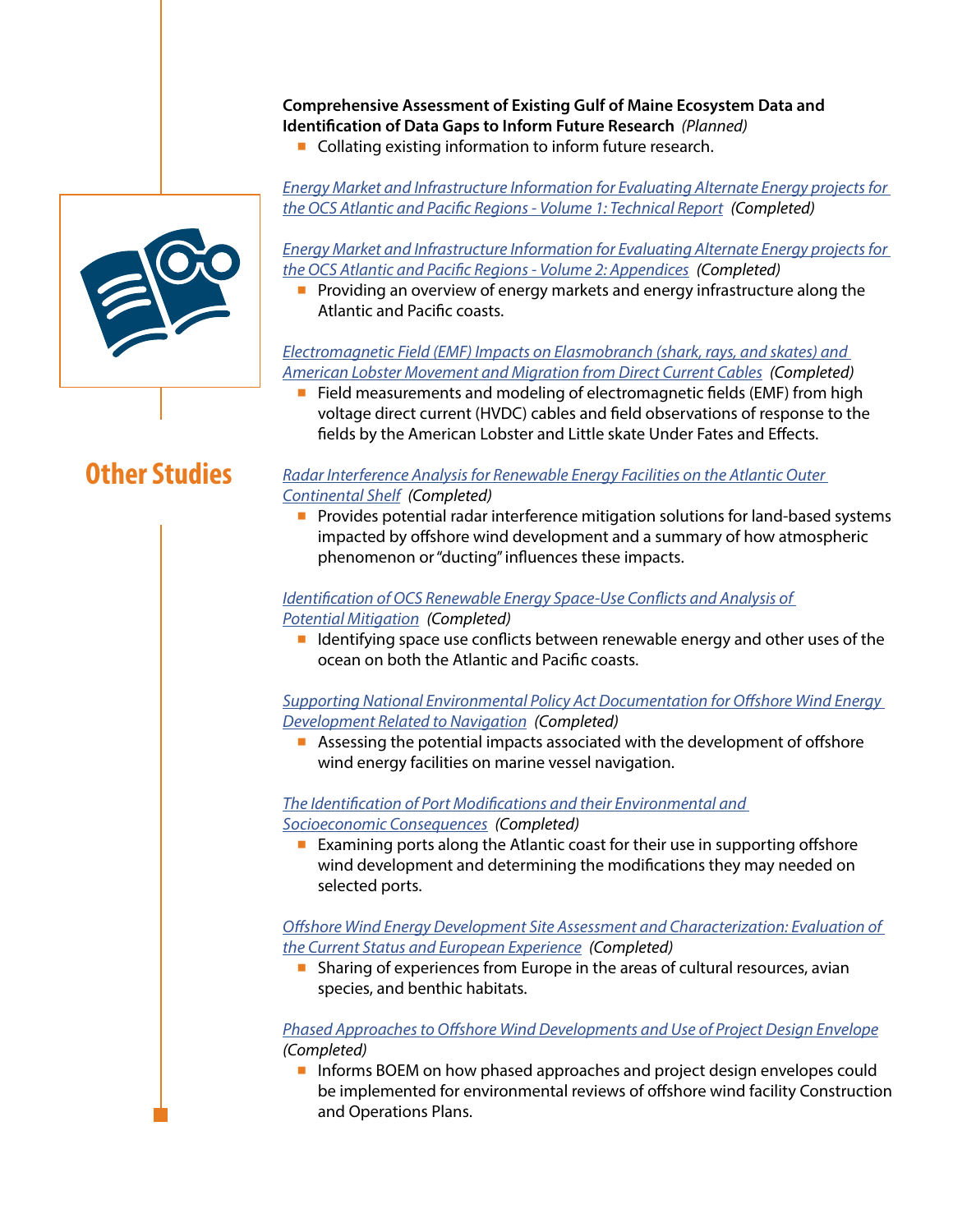## Other Studies

**Comprehensive Assessment of Existing Gulf of Maine Ecosystem Data and Identification of Data Gaps to Inform Future Research** *(Planned)*

- Collating existing information to inform future research.

*Energy Market and Infrastructure Information for Evaluating Alternate Energy projects for the OCS Atlantic and Pacific Regions - Volume 1: Technical Report* *(Completed)*

*Energy Market and Infrastructure Information for Evaluating Alternate Energy projects for the OCS Atlantic and Pacific Regions - Volume 2: Appendices* *(Completed)*

- Providing an overview of energy markets and energy infrastructure along the Atlantic and Pacific coasts.

*Electromagnetic Field (EMF) Impacts on Elasmobranch (shark, rays, and skates) and American Lobster Movement and Migration from Direct Current Cables* *(Completed)*

- Field measurements and modeling of electromagnetic fields (EMF) from high voltage direct current (HVDC) cables and field observations of response to the fields by the American Lobster and Little skate Under Fates and Effects.

*Radar Interference Analysis for Renewable Energy Facilities on the Atlantic Outer Continental Shelf* *(Completed)*

- Provides potential radar interference mitigation solutions for land-based systems impacted by offshore wind development and a summary of how atmospheric phenomenon or "ducting" influences these impacts.

*Identification of OCS Renewable Energy Space-Use Conflicts and Analysis of Potential Mitigation* *(Completed)*

- Identifying space use conflicts between renewable energy and other uses of the ocean on both the Atlantic and Pacific coasts.

*Supporting National Environmental Policy Act Documentation for Offshore Wind Energy Development Related to Navigation* *(Completed)*

- Assessing the potential impacts associated with the development of offshore wind energy facilities on marine vessel navigation.

*The Identification of Port Modifications and their Environmental and Socioeconomic Consequences* *(Completed)*

- Examining ports along the Atlantic coast for their use in supporting offshore wind development and determining the modifications they may needed on selected ports.

*Offshore Wind Energy Development Site Assessment and Characterization: Evaluation of the Current Status and European Experience* *(Completed)*

- Sharing of experiences from Europe in the areas of cultural resources, avian species, and benthic habitats.

*Phased Approaches to Offshore Wind Developments and Use of Project Design Envelope* *(Completed)*

- Informs BOEM on how phased approaches and project design envelopes could be implemented for environmental reviews of offshore wind facility Construction and Operations Plans.